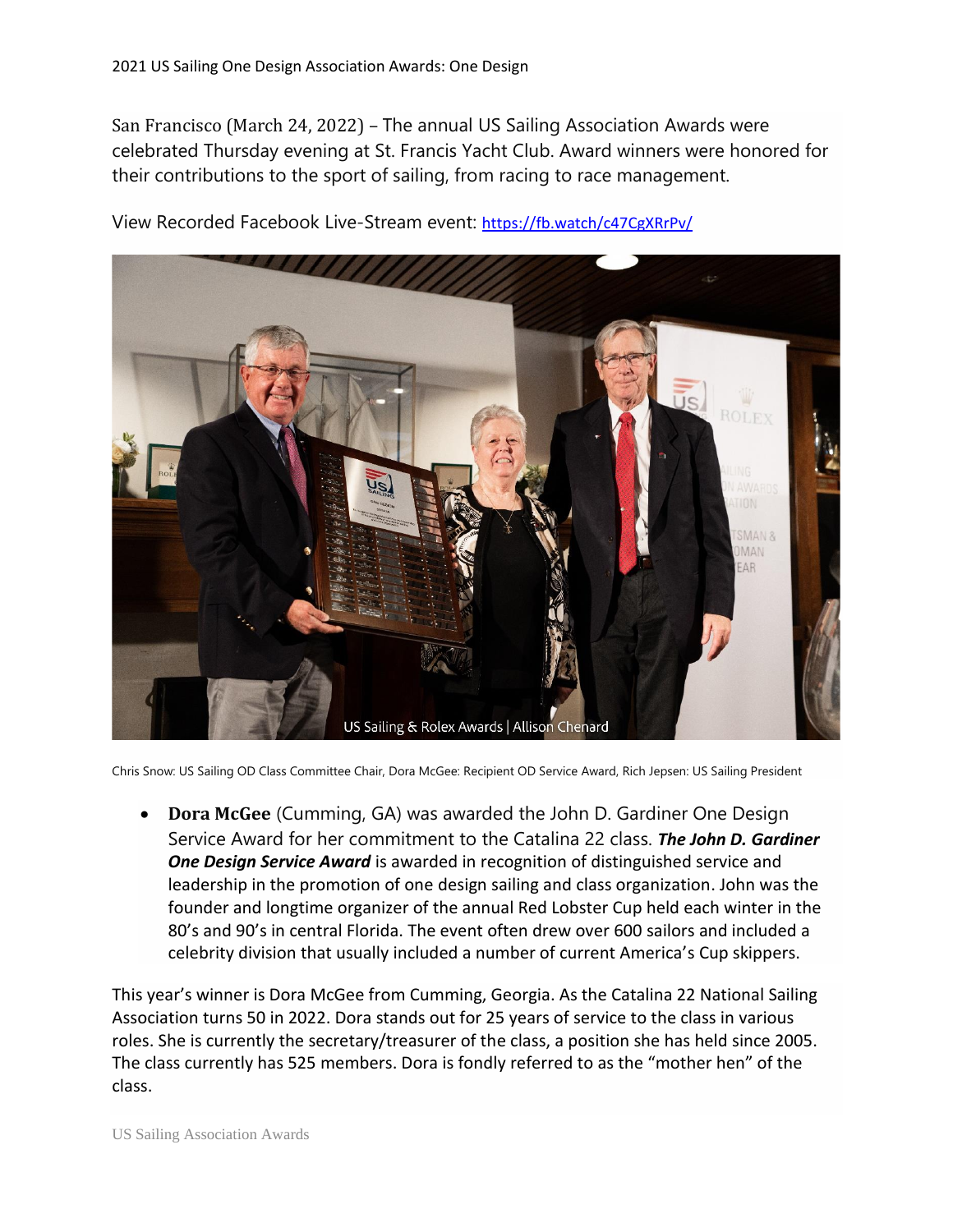2021 US Sailing One Design Association Awards: One Design

San Francisco (March 24, 2022) – The annual US Sailing Association Awards were celebrated Thursday evening at St. Francis Yacht Club. Award winners were honored for their contributions to the sport of sailing, from racing to race management.

View Recorded Facebook Live-Stream event: https://fb.watch/c47CgXRrPv/

US Sailing & Rolex Awards | Allison Chenard

Chris Snow: US Sailing OD Class Committee Chair, Dora McGee: Recipient OD Service Award, Rich Jepsen: US Sailing President

- **Dora McGee** (Cumming, GA) was awarded the John D. Gardiner One Design Service Award for her commitment to the Catalina 22 class. ***The John D. Gardiner One Design Service Award*** is awarded in recognition of distinguished service and leadership in the promotion of one design sailing and class organization. John was the founder and longtime organizer of the annual Red Lobster Cup held each winter in the 80's and 90's in central Florida. The event often drew over 600 sailors and included a celebrity division that usually included a number of current America's Cup skippers.

This year's winner is Dora McGee from Cumming, Georgia. As the Catalina 22 National Sailing Association turns 50 in 2022. Dora stands out for 25 years of service to the class in various roles. She is currently the secretary/treasurer of the class, a position she has held since 2005. The class currently has 525 members. Dora is fondly referred to as the "mother hen" of the class.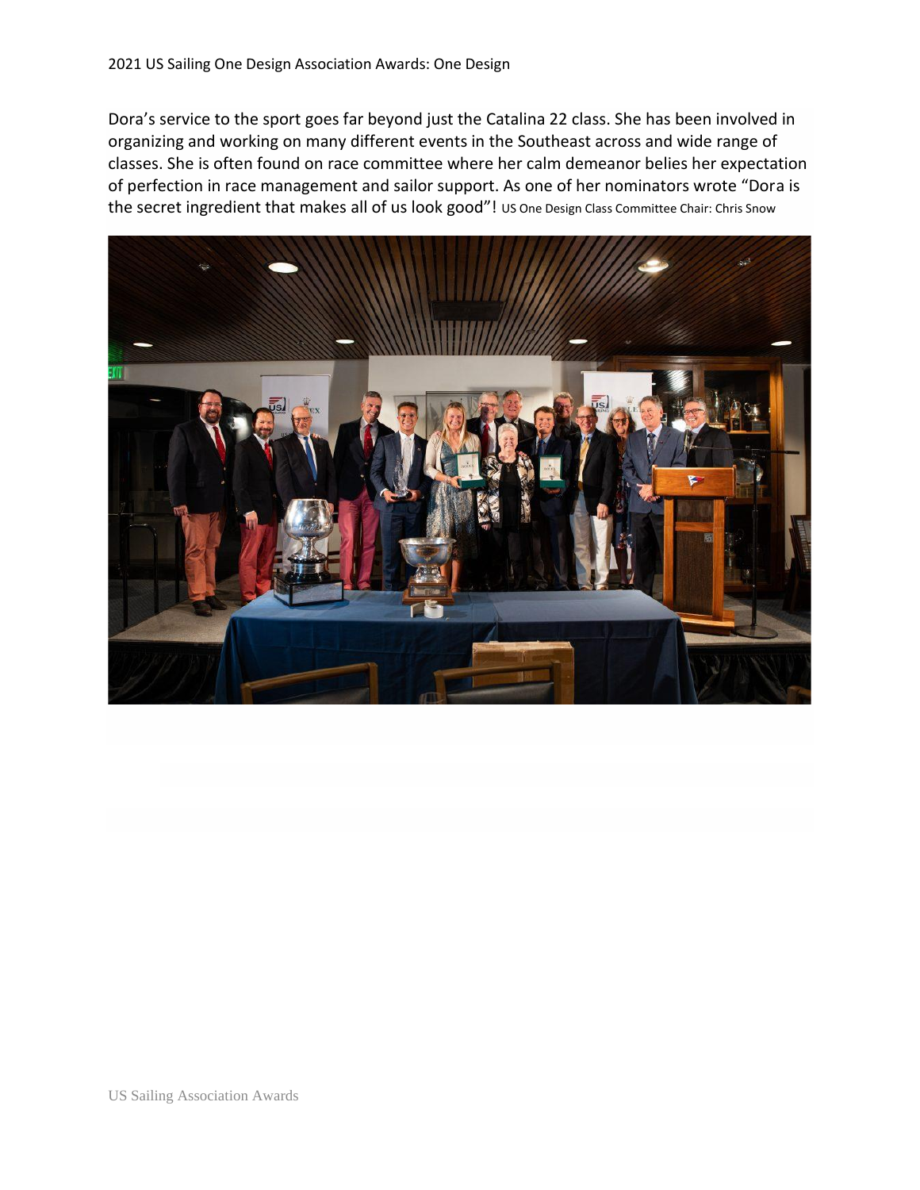Dora's service to the sport goes far beyond just the Catalina 22 class. She has been involved in organizing and working on many different events in the Southeast across and wide range of classes. She is often found on race committee where her calm demeanor belies her expectation of perfection in race management and sailor support. As one of her nominators wrote "Dora is the secret ingredient that makes all of us look good"! US One Design Class Committee Chair: Chris Snow